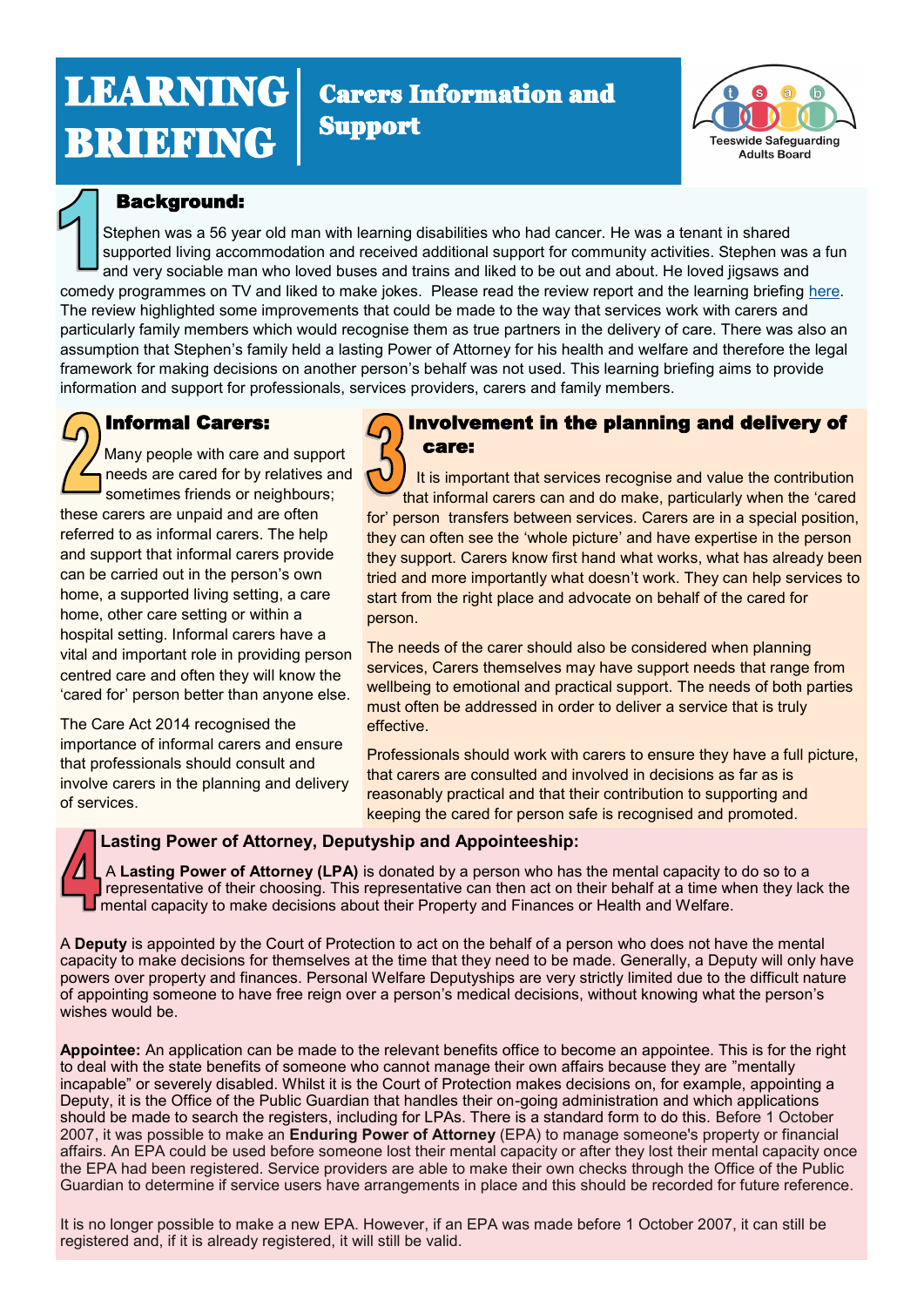# LEARNING BRIEFING

## Carers Information and Support

Teeswide Safeguarding Adults Board

## 1 Background:

Stephen was a 56 year old man with learning disabilities who had cancer. He was a tenant in shared supported living accommodation and received additional support for community activities. Stephen was a fun and very sociable man who loved buses and trains and liked to be out and about. He loved jigsaws and comedy programmes on TV and liked to make jokes. Please read the review report and the learning briefing here. The review highlighted some improvements that could be made to the way that services work with carers and particularly family members which would recognise them as true partners in the delivery of care. There was also an assumption that Stephen's family held a lasting Power of Attorney for his health and welfare and therefore the legal framework for making decisions on another person's behalf was not used. This learning briefing aims to provide information and support for professionals, services providers, carers and family members.

## 2 Informal Carers:

Many people with care and support needs are cared for by relatives and sometimes friends or neighbours; these carers are unpaid and are often referred to as informal carers. The help and support that informal carers provide can be carried out in the person's own home, a supported living setting, a care home, other care setting or within a hospital setting. Informal carers have a vital and important role in providing person centred care and often they will know the 'cared for' person better than anyone else.

The Care Act 2014 recognised the importance of informal carers and ensure that professionals should consult and involve carers in the planning and delivery of services.

## 3 Involvement in the planning and delivery of care:

It is important that services recognise and value the contribution that informal carers can and do make, particularly when the 'cared for' person transfers between services. Carers are in a special position, they can often see the 'whole picture' and have expertise in the person they support. Carers know first hand what works, what has already been tried and more importantly what doesn't work. They can help services to start from the right place and advocate on behalf of the cared for person.

The needs of the carer should also be considered when planning services, Carers themselves may have support needs that range from wellbeing to emotional and practical support. The needs of both parties must often be addressed in order to deliver a service that is truly effective.

Professionals should work with carers to ensure they have a full picture, that carers are consulted and involved in decisions as far as is reasonably practical and that their contribution to supporting and keeping the cared for person safe is recognised and promoted.

## 4 Lasting Power of Attorney, Deputyship and Appointeeship:

A **Lasting Power of Attorney (LPA)** is donated by a person who has the mental capacity to do so to a representative of their choosing. This representative can then act on their behalf at a time when they lack the mental capacity to make decisions about their Property and Finances or Health and Welfare.

A **Deputy** is appointed by the Court of Protection to act on the behalf of a person who does not have the mental capacity to make decisions for themselves at the time that they need to be made. Generally, a Deputy will only have powers over property and finances. Personal Welfare Deputyships are very strictly limited due to the difficult nature of appointing someone to have free reign over a person's medical decisions, without knowing what the person's wishes would be.

**Appointee:** An application can be made to the relevant benefits office to become an appointee. This is for the right to deal with the state benefits of someone who cannot manage their own affairs because they are "mentally incapable" or severely disabled. Whilst it is the Court of Protection makes decisions on, for example, appointing a Deputy, it is the Office of the Public Guardian that handles their on-going administration and which applications should be made to search the registers, including for LPAs. There is a standard form to do this. Before 1 October 2007, it was possible to make an **Enduring Power of Attorney** (EPA) to manage someone's property or financial affairs. An EPA could be used before someone lost their mental capacity or after they lost their mental capacity once the EPA had been registered. Service providers are able to make their own checks through the Office of the Public Guardian to determine if service users have arrangements in place and this should be recorded for future reference.

It is no longer possible to make a new EPA. However, if an EPA was made before 1 October 2007, it can still be registered and, if it is already registered, it will still be valid.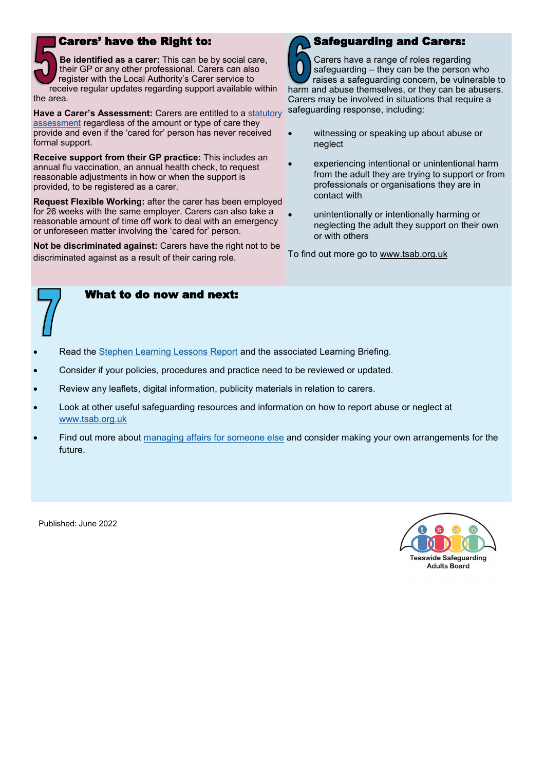## 5 Carers' have the Right to:

**Be identified as a carer:** This can be by social care, their GP or any other professional. Carers can also register with the Local Authority's Carer service to receive regular updates regarding support available within the area.

**Have a Carer's Assessment:** Carers are entitled to a statutory assessment regardless of the amount or type of care they provide and even if the 'cared for' person has never received formal support.

**Receive support from their GP practice:** This includes an annual flu vaccination, an annual health check, to request reasonable adjustments in how or when the support is provided, to be registered as a carer.

**Request Flexible Working:** after the carer has been employed for 26 weeks with the same employer. Carers can also take a reasonable amount of time off work to deal with an emergency or unforeseen matter involving the 'cared for' person.

**Not be discriminated against:** Carers have the right not to be discriminated against as a result of their caring role.

## 6 Safeguarding and Carers:

Carers have a range of roles regarding safeguarding – they can be the person who raises a safeguarding concern, be vulnerable to harm and abuse themselves, or they can be abusers. Carers may be involved in situations that require a safeguarding response, including:

- witnessing or speaking up about abuse or neglect
- experiencing intentional or unintentional harm from the adult they are trying to support or from professionals or organisations they are in contact with
- unintentionally or intentionally harming or neglecting the adult they support on their own or with others

To find out more go to www.tsab.org.uk

## 7 What to do now and next:

- Read the Stephen Learning Lessons Report and the associated Learning Briefing.
- Consider if your policies, procedures and practice need to be reviewed or updated.
- Review any leaflets, digital information, publicity materials in relation to carers.
- Look at other useful safeguarding resources and information on how to report abuse or neglect at www.tsab.org.uk
- Find out more about managing affairs for someone else and consider making your own arrangements for the future.

Published: June 2022

Teeswide Safeguarding Adults Board